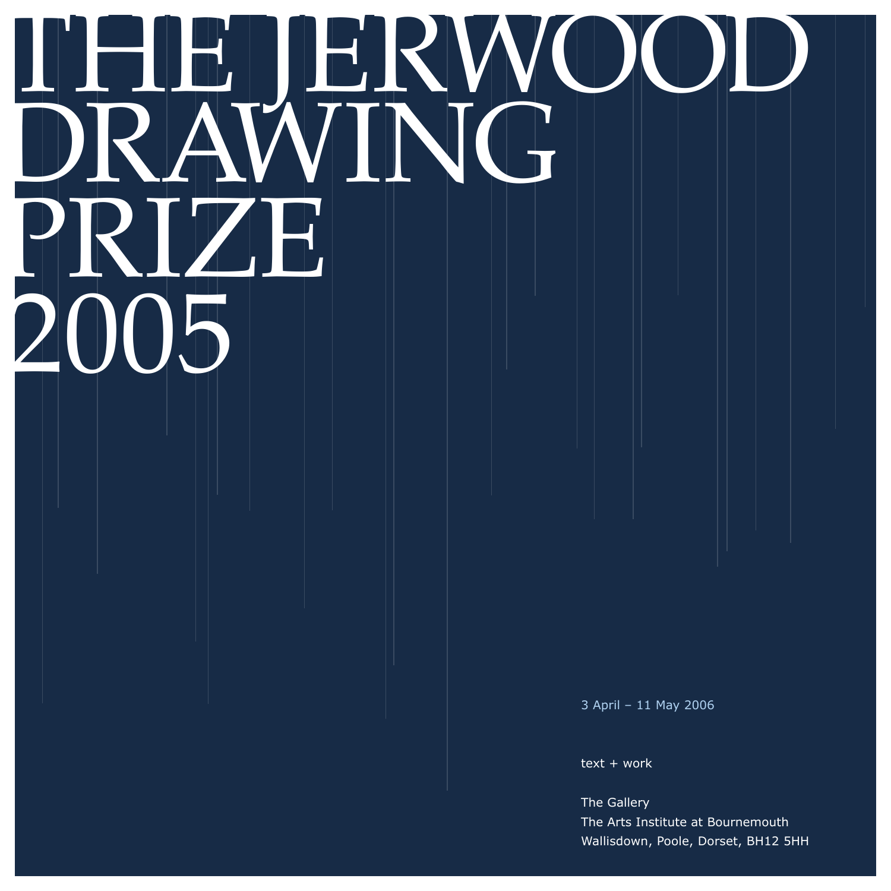# THE JERWOOD DRAWING PRIZE 2005

3 April – 11 May 2006

text + work

The Gallery
The Arts Institute at Bournemouth
Wallisdown, Poole, Dorset, BH12 5HH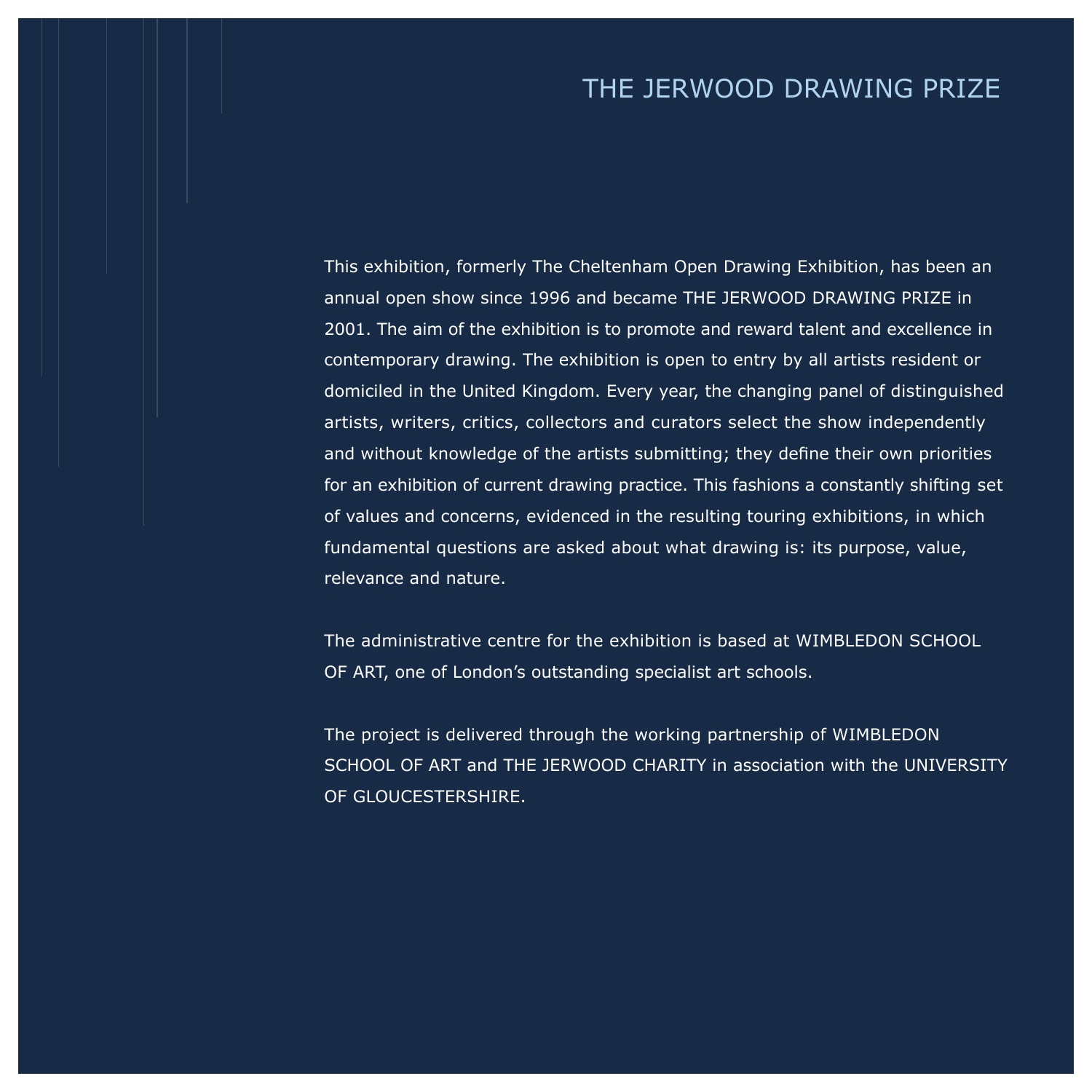# THE JERWOOD DRAWING PRIZE

This exhibition, formerly The Cheltenham Open Drawing Exhibition, has been an annual open show since 1996 and became THE JERWOOD DRAWING PRIZE in 2001. The aim of the exhibition is to promote and reward talent and excellence in contemporary drawing. The exhibition is open to entry by all artists resident or domiciled in the United Kingdom. Every year, the changing panel of distinguished artists, writers, critics, collectors and curators select the show independently and without knowledge of the artists submitting; they define their own priorities for an exhibition of current drawing practice. This fashions a constantly shifting set of values and concerns, evidenced in the resulting touring exhibitions, in which fundamental questions are asked about what drawing is: its purpose, value, relevance and nature.

The administrative centre for the exhibition is based at WIMBLEDON SCHOOL OF ART, one of London's outstanding specialist art schools.

The project is delivered through the working partnership of WIMBLEDON SCHOOL OF ART and THE JERWOOD CHARITY in association with the UNIVERSITY OF GLOUCESTERSHIRE.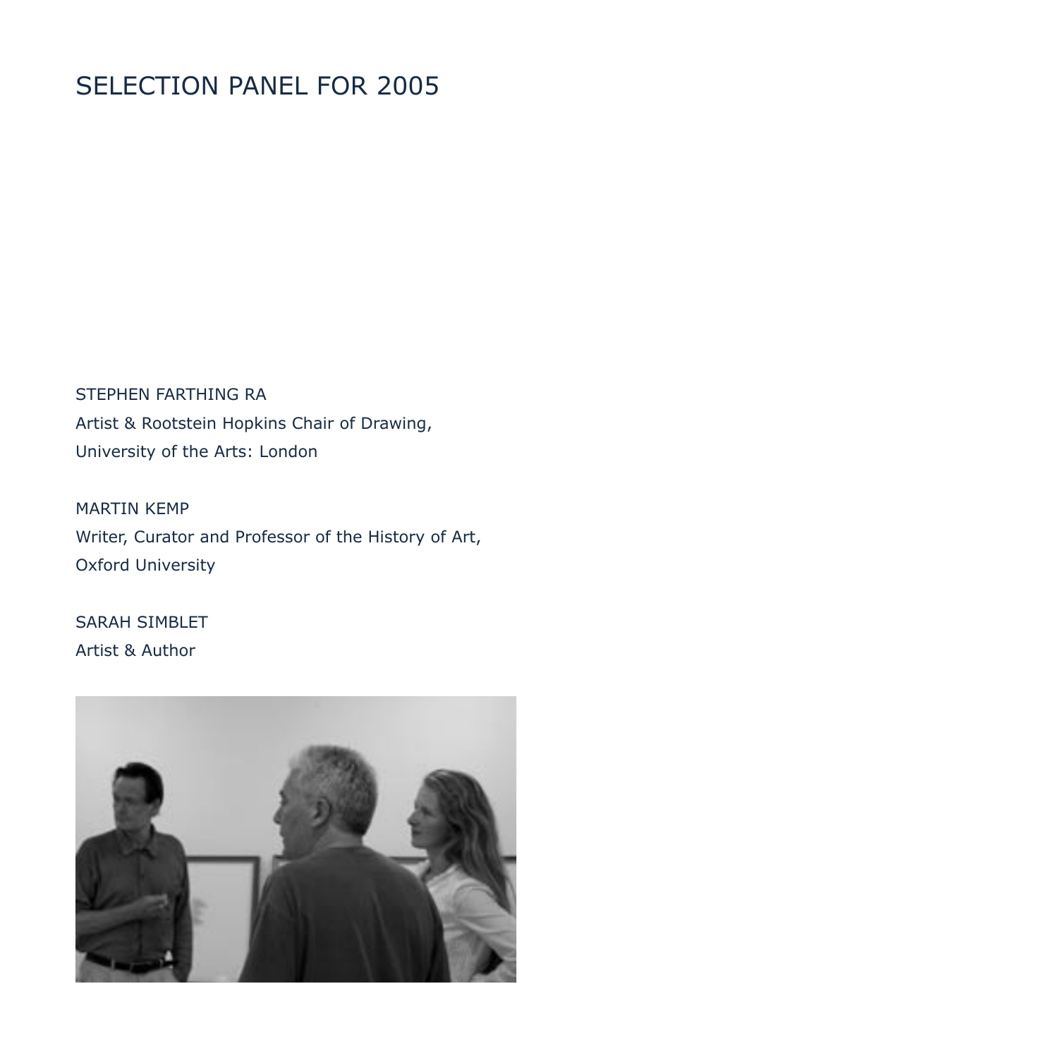# SELECTION PANEL FOR 2005

STEPHEN FARTHING RA
Artist & Rootstein Hopkins Chair of Drawing,
University of the Arts: London

MARTIN KEMP
Writer, Curator and Professor of the History of Art,
Oxford University

SARAH SIMBLET
Artist & Author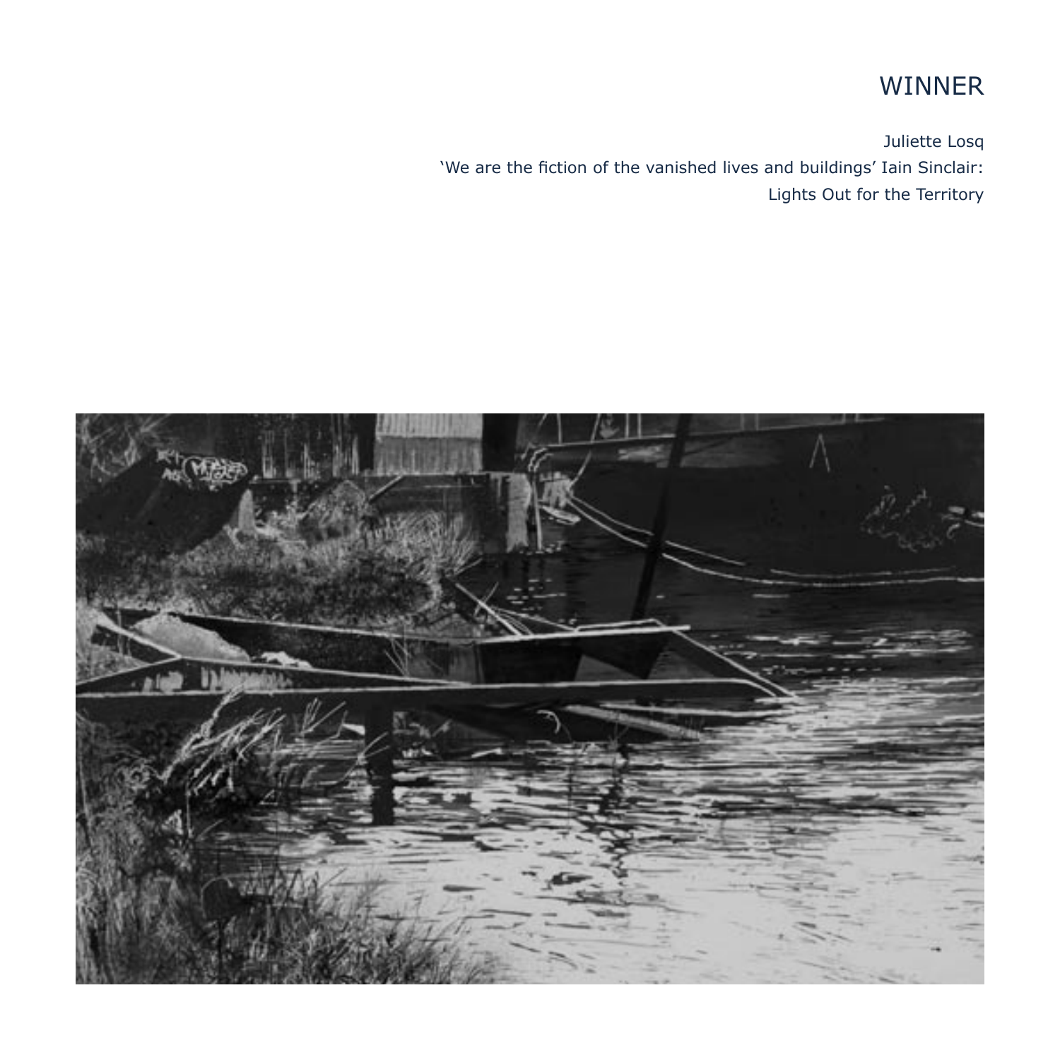# WINNER

Juliette Losq
'We are the fiction of the vanished lives and buildings' Iain Sinclair:
Lights Out for the Territory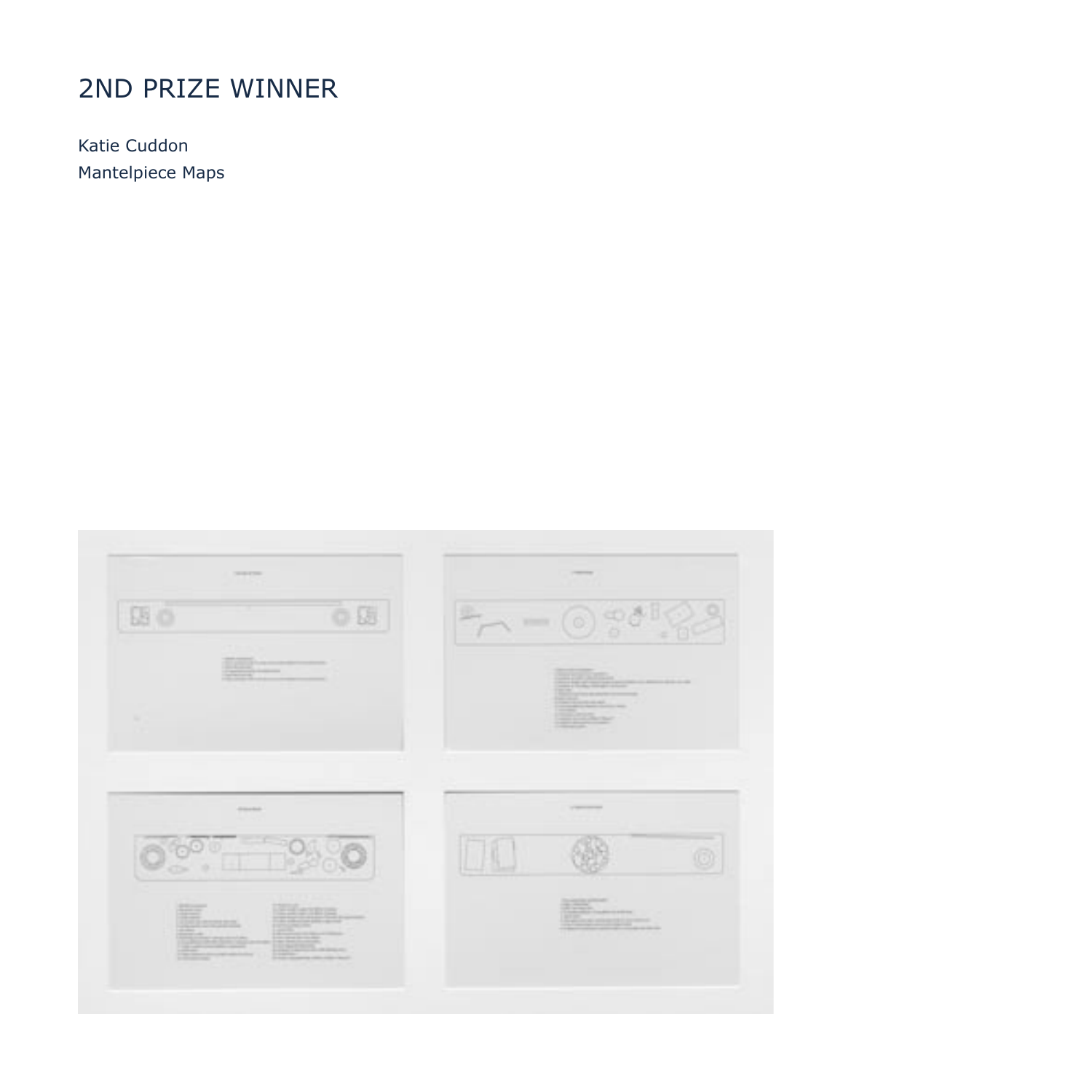# 2ND PRIZE WINNER

Katie Cuddon

Mantelpiece Maps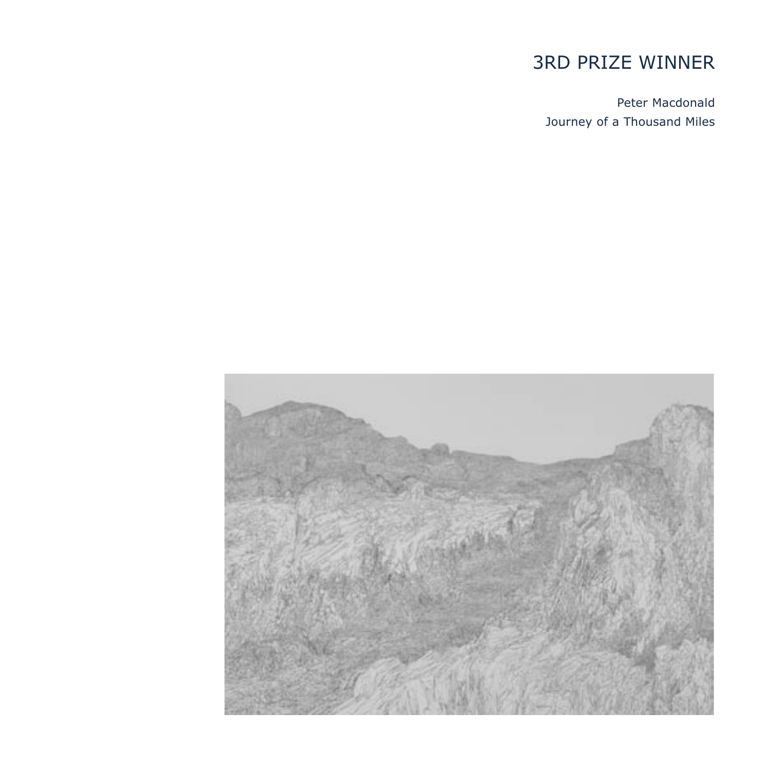# 3RD PRIZE WINNER

Peter Macdonald
Journey of a Thousand Miles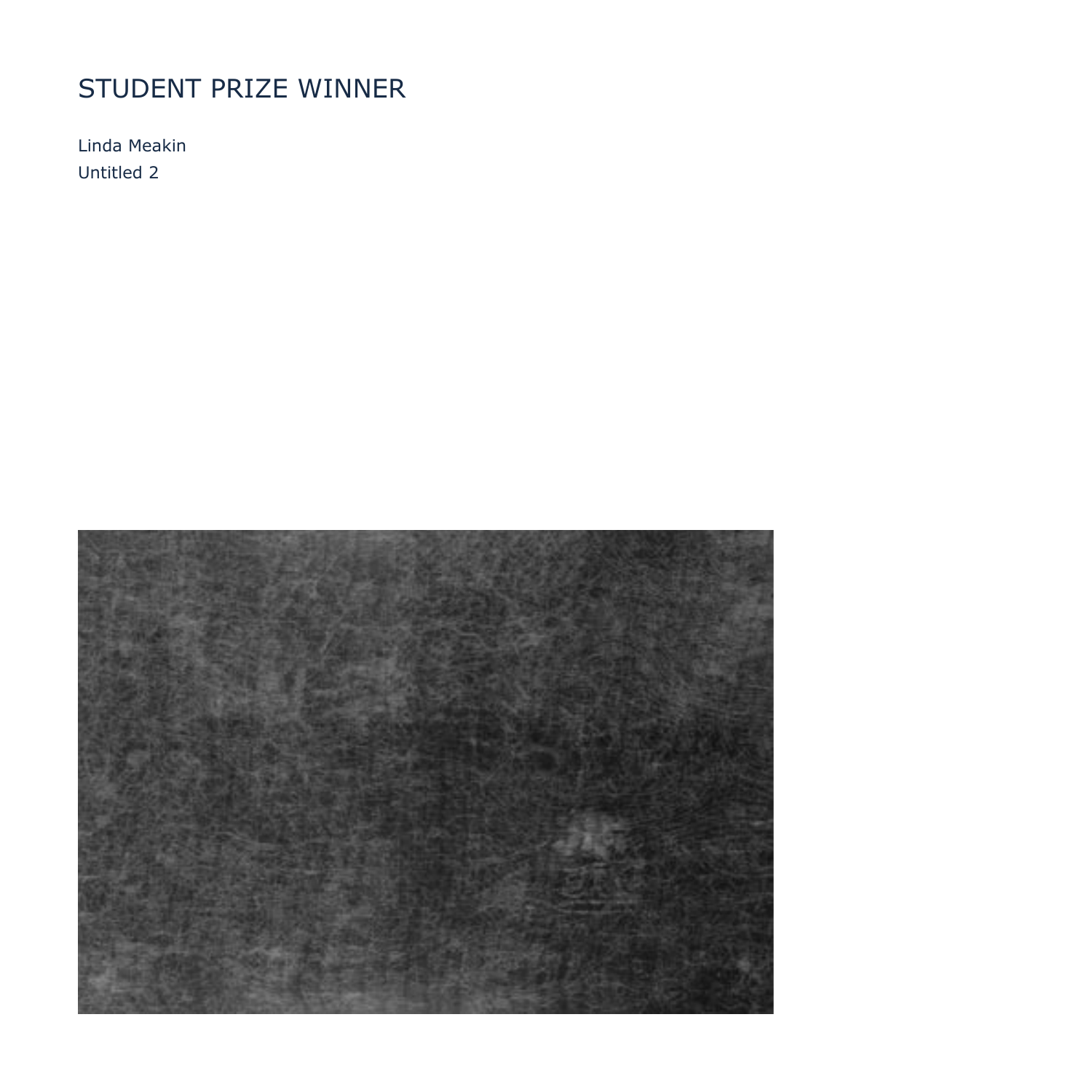# STUDENT PRIZE WINNER

Linda Meakin

Untitled 2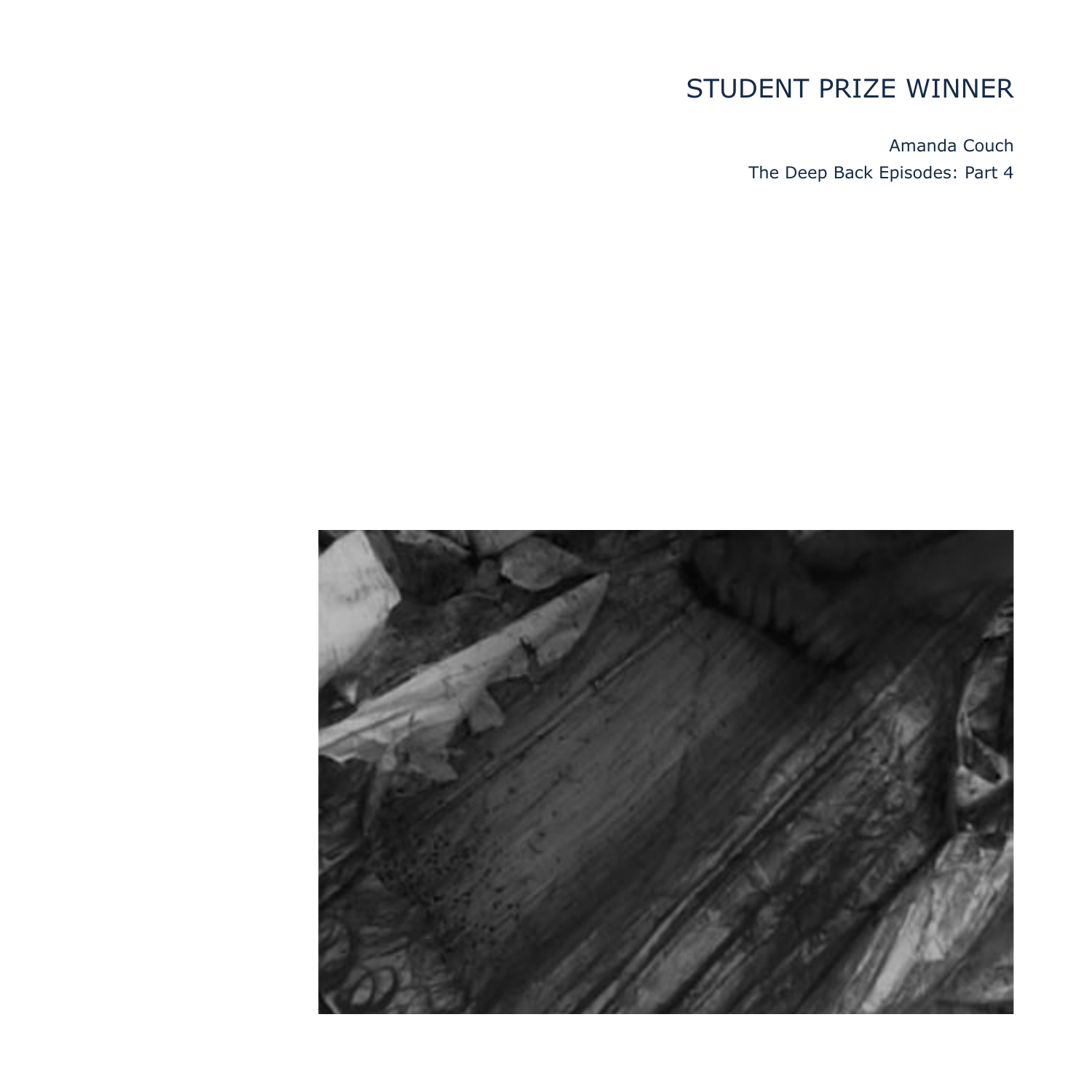# STUDENT PRIZE WINNER

Amanda Couch

The Deep Back Episodes: Part 4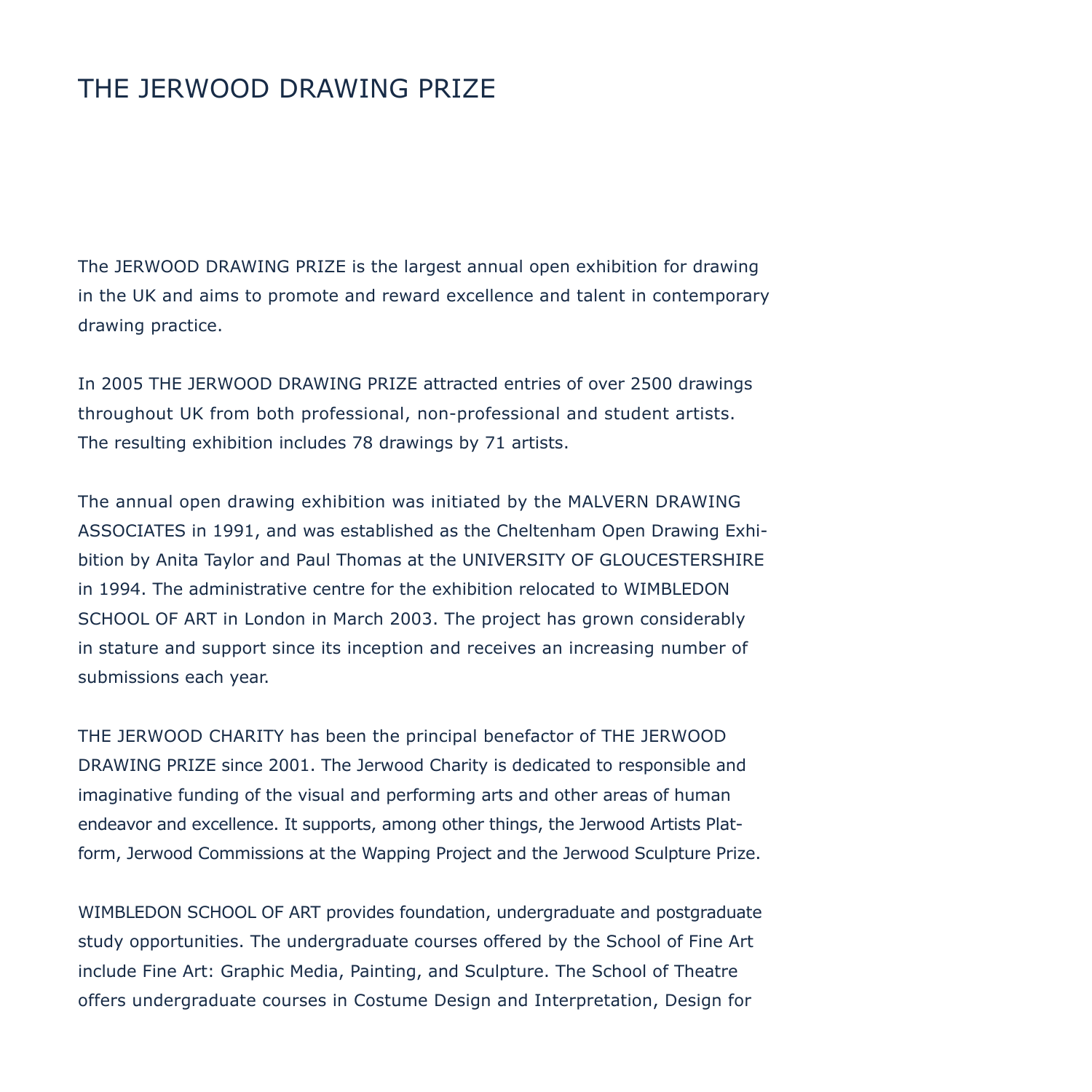# THE JERWOOD DRAWING PRIZE

The JERWOOD DRAWING PRIZE is the largest annual open exhibition for drawing in the UK and aims to promote and reward excellence and talent in contemporary drawing practice.

In 2005 THE JERWOOD DRAWING PRIZE attracted entries of over 2500 drawings throughout UK from both professional, non-professional and student artists. The resulting exhibition includes 78 drawings by 71 artists.

The annual open drawing exhibition was initiated by the MALVERN DRAWING ASSOCIATES in 1991, and was established as the Cheltenham Open Drawing Exhibition by Anita Taylor and Paul Thomas at the UNIVERSITY OF GLOUCESTERSHIRE in 1994. The administrative centre for the exhibition relocated to WIMBLEDON SCHOOL OF ART in London in March 2003. The project has grown considerably in stature and support since its inception and receives an increasing number of submissions each year.

THE JERWOOD CHARITY has been the principal benefactor of THE JERWOOD DRAWING PRIZE since 2001. The Jerwood Charity is dedicated to responsible and imaginative funding of the visual and performing arts and other areas of human endeavor and excellence. It supports, among other things, the Jerwood Artists Platform, Jerwood Commissions at the Wapping Project and the Jerwood Sculpture Prize.

WIMBLEDON SCHOOL OF ART provides foundation, undergraduate and postgraduate study opportunities. The undergraduate courses offered by the School of Fine Art include Fine Art: Graphic Media, Painting, and Sculpture. The School of Theatre offers undergraduate courses in Costume Design and Interpretation, Design for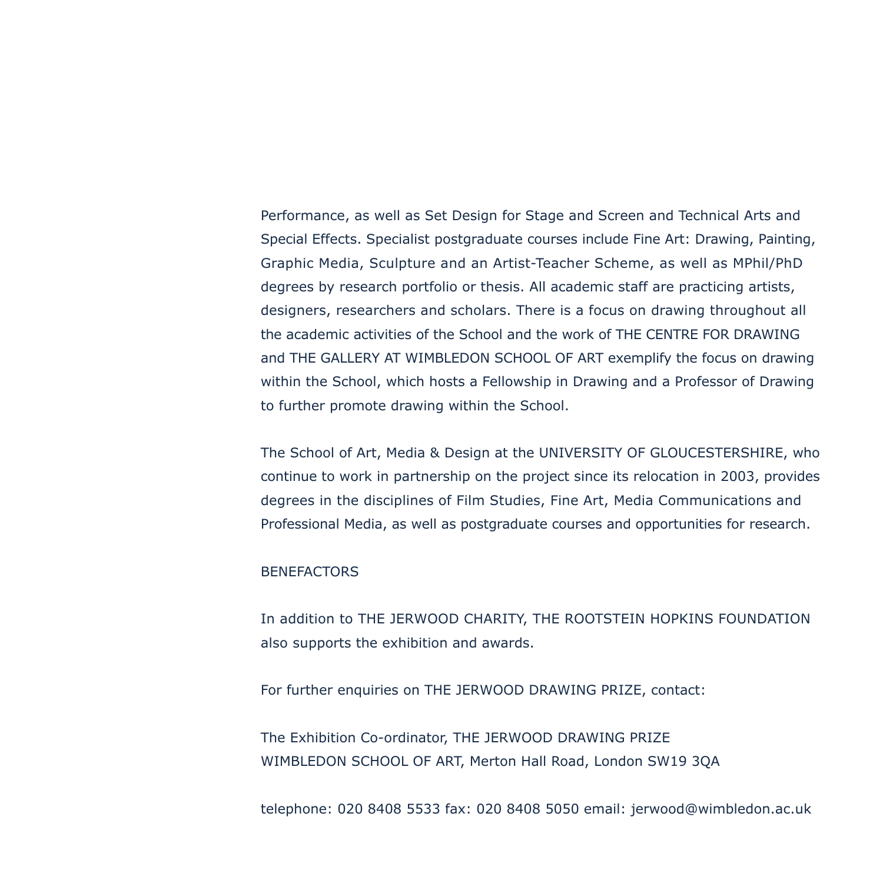Performance, as well as Set Design for Stage and Screen and Technical Arts and Special Effects. Specialist postgraduate courses include Fine Art: Drawing, Painting, Graphic Media, Sculpture and an Artist-Teacher Scheme, as well as MPhil/PhD degrees by research portfolio or thesis. All academic staff are practicing artists, designers, researchers and scholars. There is a focus on drawing throughout all the academic activities of the School and the work of THE CENTRE FOR DRAWING and THE GALLERY AT WIMBLEDON SCHOOL OF ART exemplify the focus on drawing within the School, which hosts a Fellowship in Drawing and a Professor of Drawing to further promote drawing within the School.

The School of Art, Media & Design at the UNIVERSITY OF GLOUCESTERSHIRE, who continue to work in partnership on the project since its relocation in 2003, provides degrees in the disciplines of Film Studies, Fine Art, Media Communications and Professional Media, as well as postgraduate courses and opportunities for research.

BENEFACTORS

In addition to THE JERWOOD CHARITY, THE ROOTSTEIN HOPKINS FOUNDATION also supports the exhibition and awards.

For further enquiries on THE JERWOOD DRAWING PRIZE, contact:

The Exhibition Co-ordinator, THE JERWOOD DRAWING PRIZE
WIMBLEDON SCHOOL OF ART, Merton Hall Road, London SW19 3QA

telephone: 020 8408 5533 fax: 020 8408 5050 email: jerwood@wimbledon.ac.uk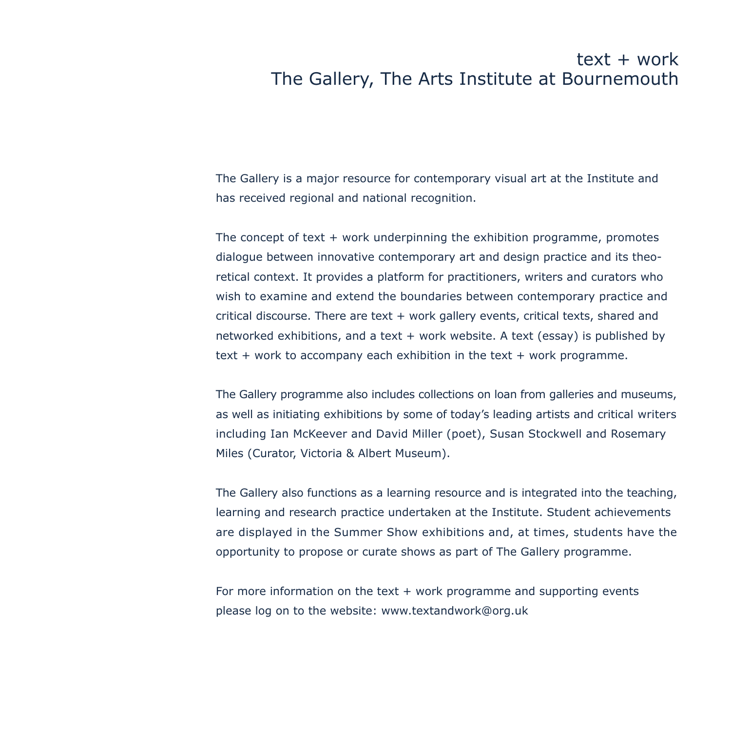# text + work
## The Gallery, The Arts Institute at Bournemouth

The Gallery is a major resource for contemporary visual art at the Institute and has received regional and national recognition.

The concept of text + work underpinning the exhibition programme, promotes dialogue between innovative contemporary art and design practice and its theoretical context. It provides a platform for practitioners, writers and curators who wish to examine and extend the boundaries between contemporary practice and critical discourse. There are text + work gallery events, critical texts, shared and networked exhibitions, and a text + work website. A text (essay) is published by text + work to accompany each exhibition in the text + work programme.

The Gallery programme also includes collections on loan from galleries and museums, as well as initiating exhibitions by some of today's leading artists and critical writers including Ian McKeever and David Miller (poet), Susan Stockwell and Rosemary Miles (Curator, Victoria & Albert Museum).

The Gallery also functions as a learning resource and is integrated into the teaching, learning and research practice undertaken at the Institute. Student achievements are displayed in the Summer Show exhibitions and, at times, students have the opportunity to propose or curate shows as part of The Gallery programme.

For more information on the text + work programme and supporting events please log on to the website: www.textandwork@org.uk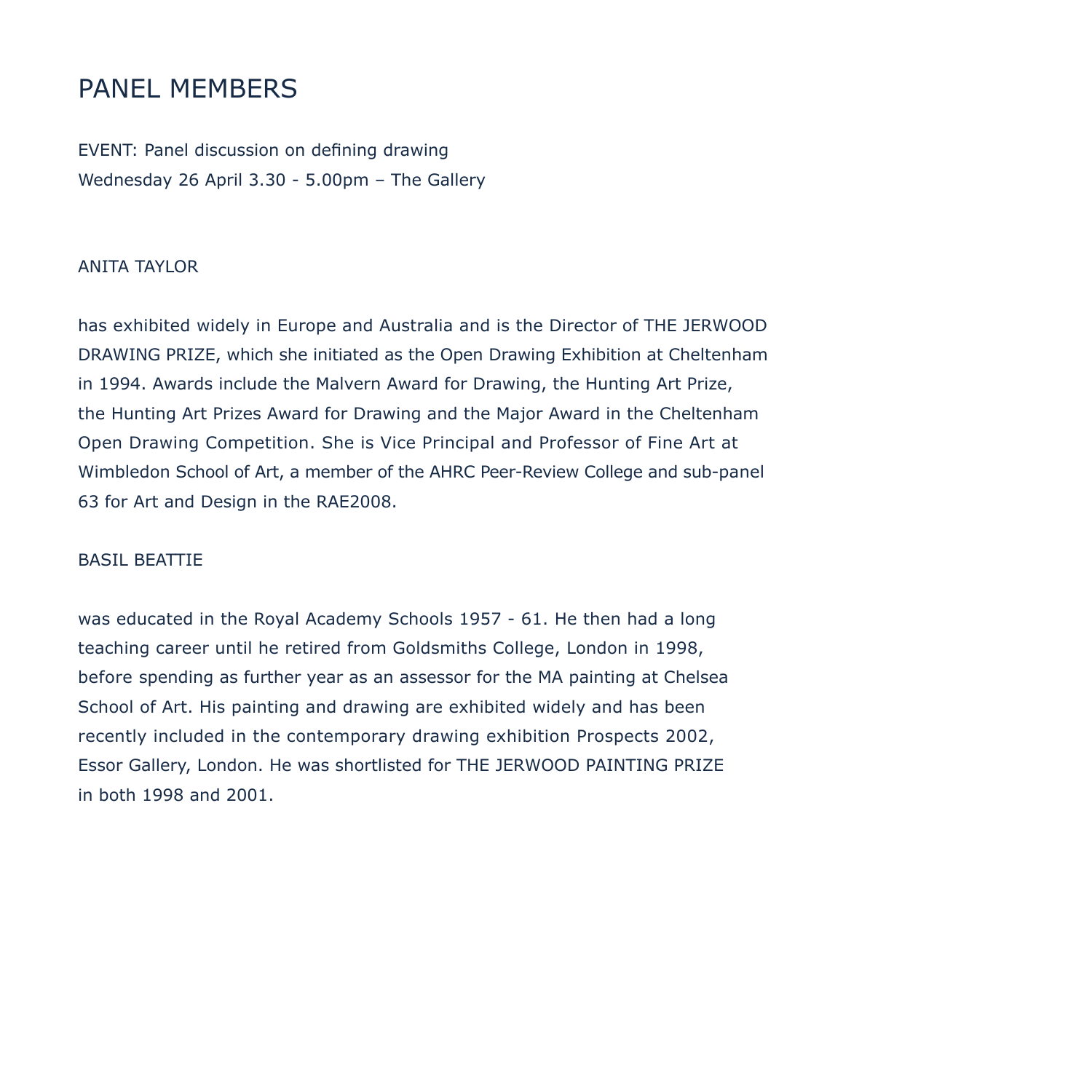# PANEL MEMBERS

EVENT: Panel discussion on defining drawing
Wednesday 26 April 3.30 - 5.00pm – The Gallery

ANITA TAYLOR

has exhibited widely in Europe and Australia and is the Director of THE JERWOOD DRAWING PRIZE, which she initiated as the Open Drawing Exhibition at Cheltenham in 1994. Awards include the Malvern Award for Drawing, the Hunting Art Prize, the Hunting Art Prizes Award for Drawing and the Major Award in the Cheltenham Open Drawing Competition. She is Vice Principal and Professor of Fine Art at Wimbledon School of Art, a member of the AHRC Peer-Review College and sub-panel 63 for Art and Design in the RAE2008.

BASIL BEATTIE

was educated in the Royal Academy Schools 1957 - 61. He then had a long teaching career until he retired from Goldsmiths College, London in 1998, before spending as further year as an assessor for the MA painting at Chelsea School of Art. His painting and drawing are exhibited widely and has been recently included in the contemporary drawing exhibition Prospects 2002, Essor Gallery, London. He was shortlisted for THE JERWOOD PAINTING PRIZE in both 1998 and 2001.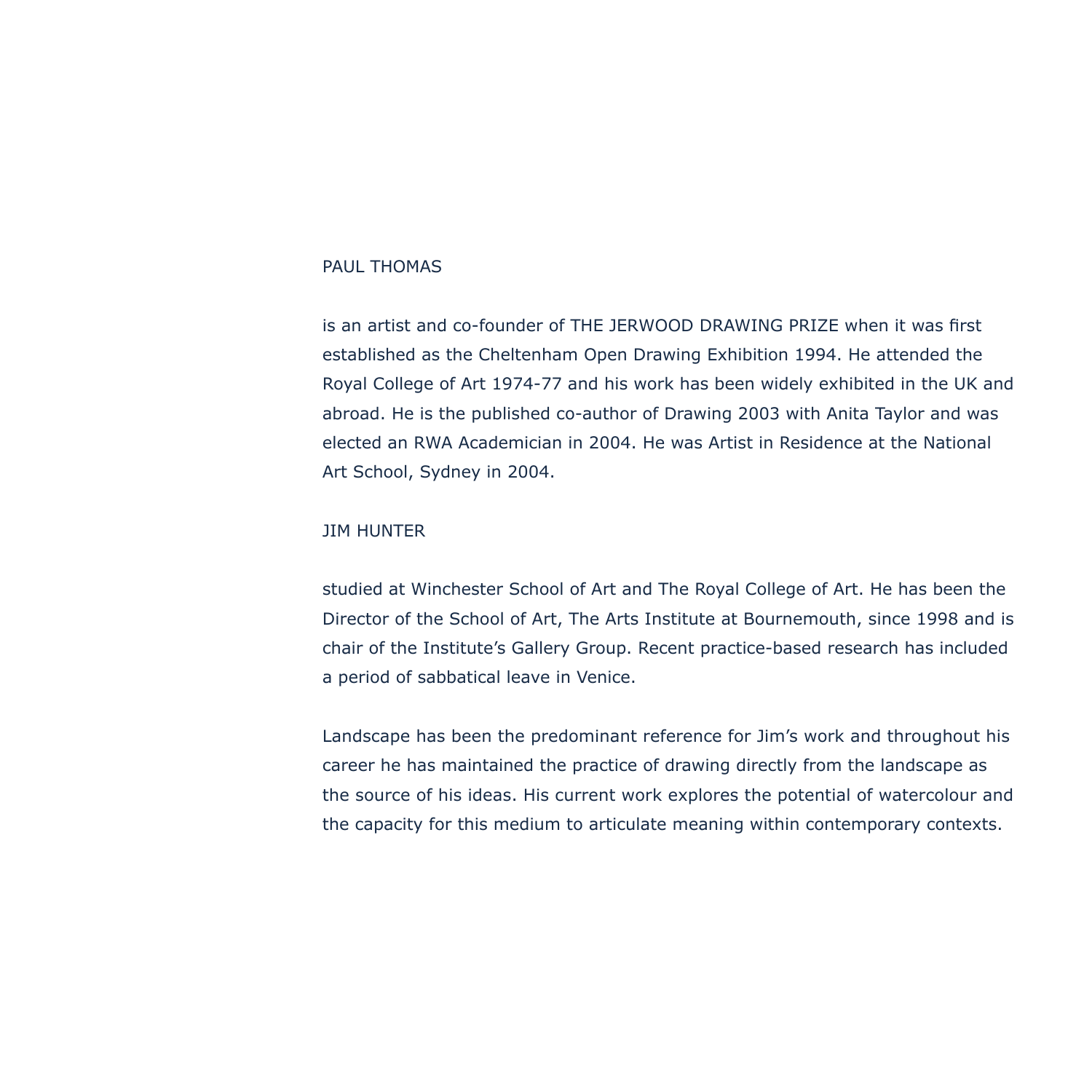PAUL THOMAS

is an artist and co-founder of THE JERWOOD DRAWING PRIZE when it was first established as the Cheltenham Open Drawing Exhibition 1994. He attended the Royal College of Art 1974-77 and his work has been widely exhibited in the UK and abroad. He is the published co-author of Drawing 2003 with Anita Taylor and was elected an RWA Academician in 2004. He was Artist in Residence at the National Art School, Sydney in 2004.

JIM HUNTER

studied at Winchester School of Art and The Royal College of Art. He has been the Director of the School of Art, The Arts Institute at Bournemouth, since 1998 and is chair of the Institute’s Gallery Group. Recent practice-based research has included a period of sabbatical leave in Venice.

Landscape has been the predominant reference for Jim’s work and throughout his career he has maintained the practice of drawing directly from the landscape as the source of his ideas. His current work explores the potential of watercolour and the capacity for this medium to articulate meaning within contemporary contexts.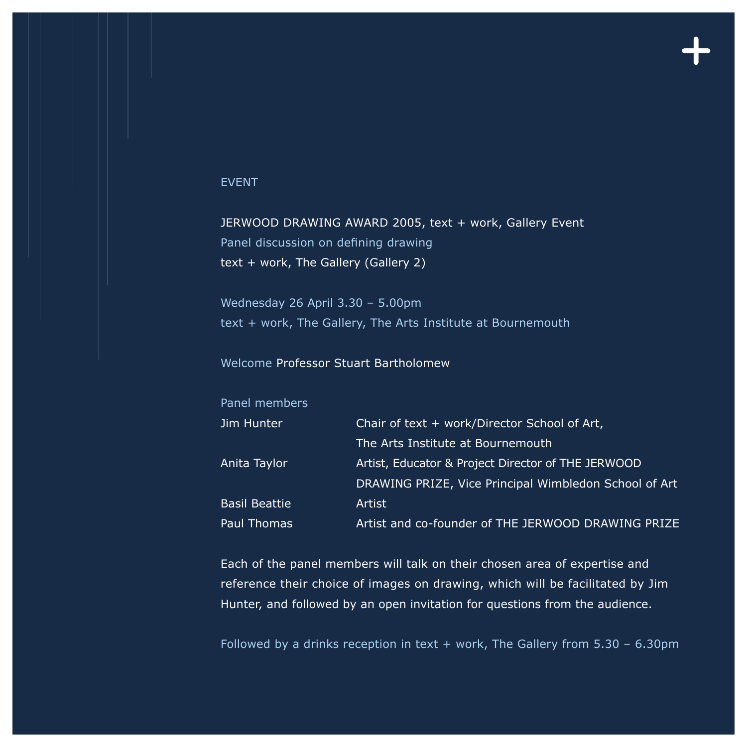EVENT

JERWOOD DRAWING AWARD 2005, text + work, Gallery Event

Panel discussion on defining drawing

text + work, The Gallery (Gallery 2)

Wednesday 26 April 3.30 – 5.00pm

text + work, The Gallery, The Arts Institute at Bournemouth

Welcome Professor Stuart Bartholomew

Panel members

| | |
|---|---|
| Jim Hunter | Chair of text + work/Director School of Art, The Arts Institute at Bournemouth |
| Anita Taylor | Artist, Educator & Project Director of THE JERWOOD DRAWING PRIZE, Vice Principal Wimbledon School of Art |
| Basil Beattie | Artist |
| Paul Thomas | Artist and co-founder of THE JERWOOD DRAWING PRIZE |

Each of the panel members will talk on their chosen area of expertise and reference their choice of images on drawing, which will be facilitated by Jim Hunter, and followed by an open invitation for questions from the audience.

Followed by a drinks reception in text + work, The Gallery from 5.30 – 6.30pm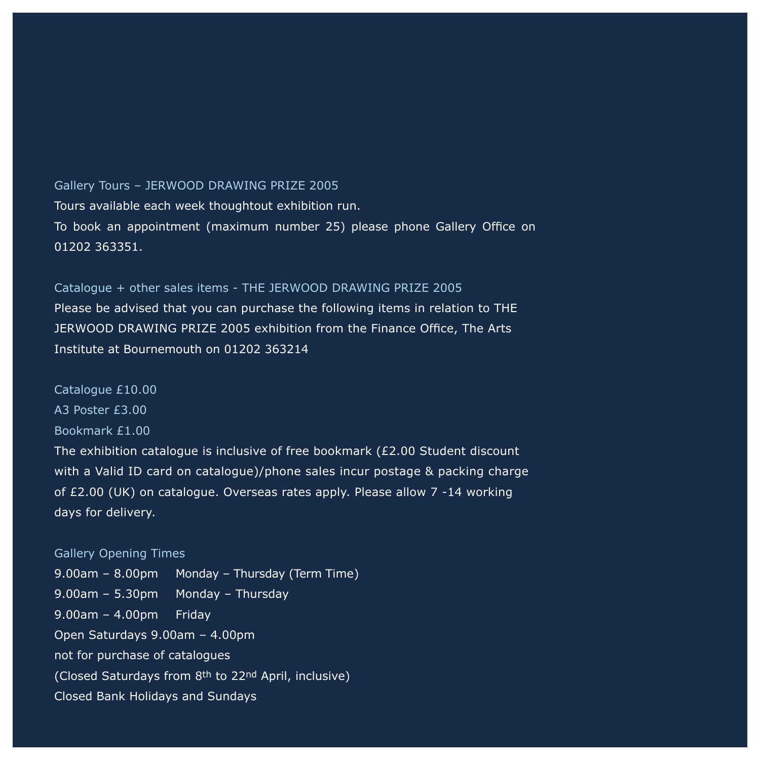## Gallery Tours – JERWOOD DRAWING PRIZE 2005

Tours available each week thoughtout exhibition run.

To book an appointment (maximum number 25) please phone Gallery Office on 01202 363351.

## Catalogue + other sales items - THE JERWOOD DRAWING PRIZE 2005

Please be advised that you can purchase the following items in relation to THE JERWOOD DRAWING PRIZE 2005 exhibition from the Finance Office, The Arts Institute at Bournemouth on 01202 363214

Catalogue £10.00
A3 Poster £3.00
Bookmark £1.00

The exhibition catalogue is inclusive of free bookmark (£2.00 Student discount with a Valid ID card on catalogue)/phone sales incur postage & packing charge of £2.00 (UK) on catalogue. Overseas rates apply. Please allow 7 -14 working days for delivery.

## Gallery Opening Times

9.00am – 8.00pm   Monday – Thursday (Term Time)
9.00am – 5.30pm   Monday – Thursday
9.00am – 4.00pm   Friday
Open Saturdays 9.00am – 4.00pm
not for purchase of catalogues
(Closed Saturdays from 8th to 22nd April, inclusive)
Closed Bank Holidays and Sundays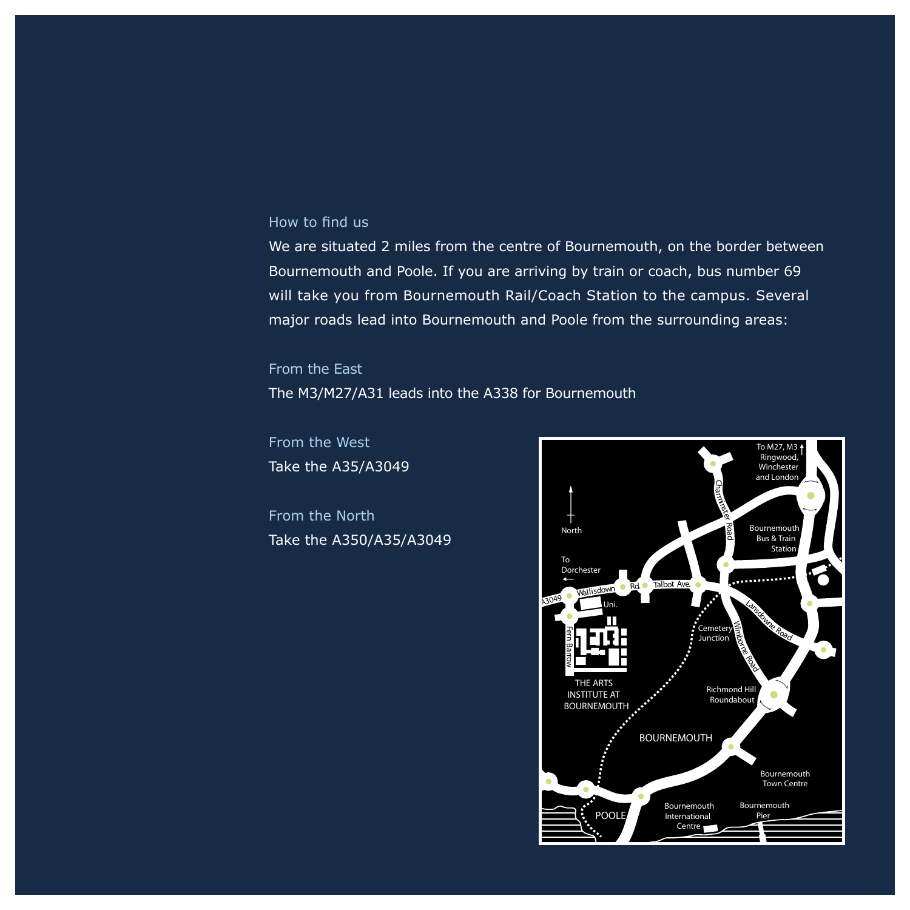## How to find us

We are situated 2 miles from the centre of Bournemouth, on the border between Bournemouth and Poole. If you are arriving by train or coach, bus number 69 will take you from Bournemouth Rail/Coach Station to the campus. Several major roads lead into Bournemouth and Poole from the surrounding areas:

### From the East

The M3/M27/A31 leads into the A338 for Bournemouth

### From the West

Take the A35/A3049

### From the North

Take the A350/A35/A3049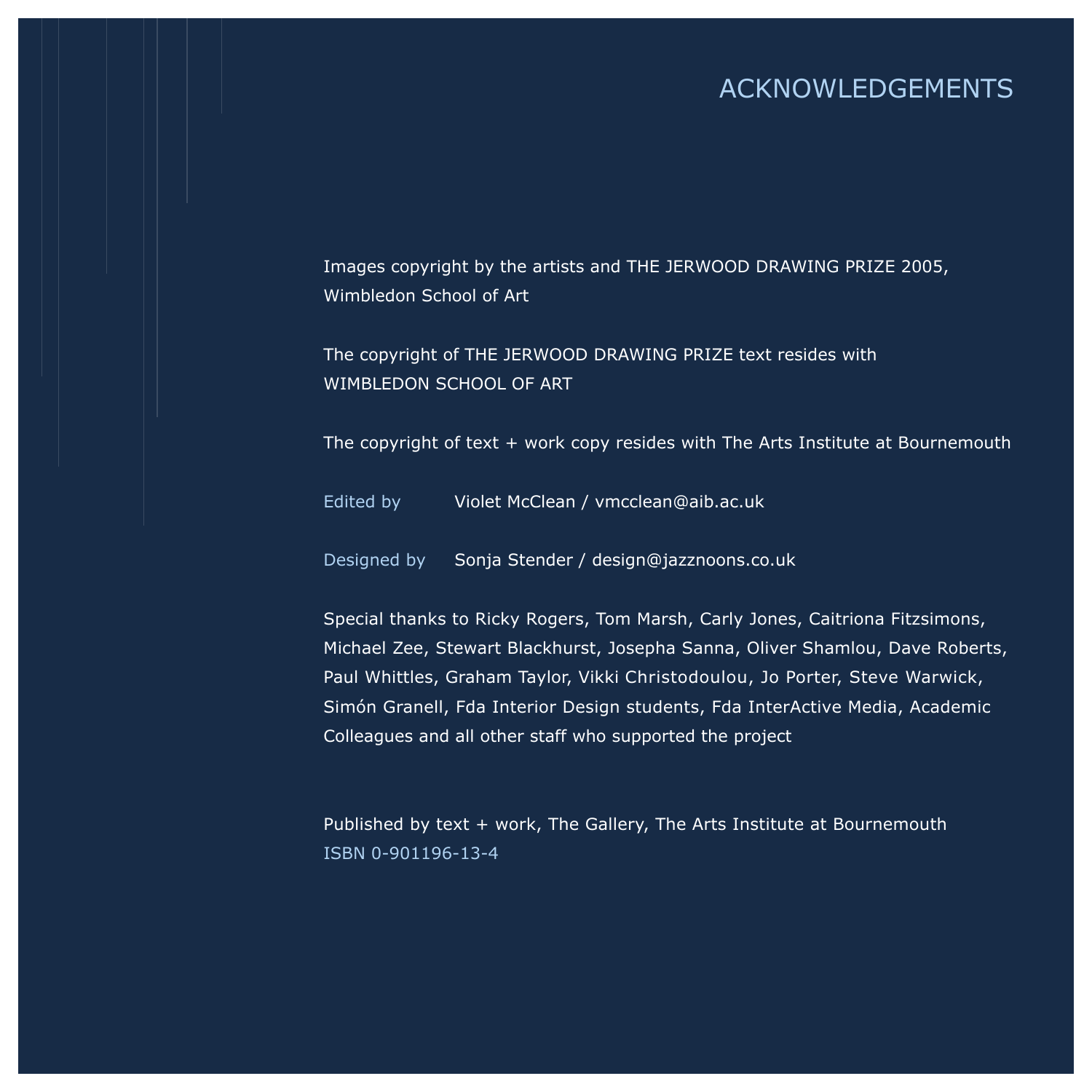# ACKNOWLEDGEMENTS

Images copyright by the artists and THE JERWOOD DRAWING PRIZE 2005, Wimbledon School of Art

The copyright of THE JERWOOD DRAWING PRIZE text resides with WIMBLEDON SCHOOL OF ART

The copyright of text + work copy resides with The Arts Institute at Bournemouth

Edited by Violet McClean / vmcclean@aib.ac.uk

Designed by Sonja Stender / design@jazznoons.co.uk

Special thanks to Ricky Rogers, Tom Marsh, Carly Jones, Caitriona Fitzsimons, Michael Zee, Stewart Blackhurst, Josepha Sanna, Oliver Shamlou, Dave Roberts, Paul Whittles, Graham Taylor, Vikki Christodoulou, Jo Porter, Steve Warwick, Simón Granell, Fda Interior Design students, Fda InterActive Media, Academic Colleagues and all other staff who supported the project

Published by text + work, The Gallery, The Arts Institute at Bournemouth
ISBN 0-901196-13-4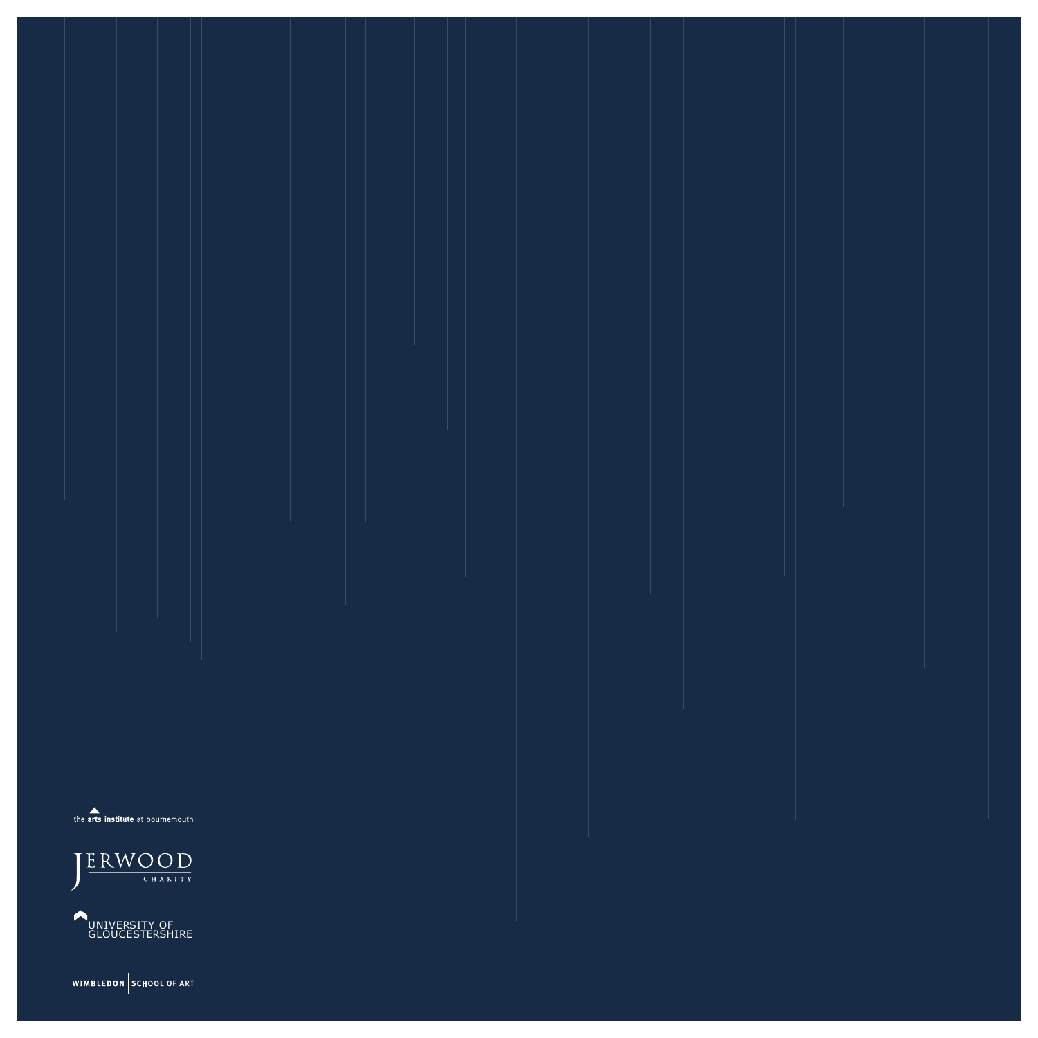the arts institute at bournemouth

JERWOOD
CHARITY

UNIVERSITY OF
GLOUCESTERSHIRE

WIMBLEDON | SCHOOL OF ART